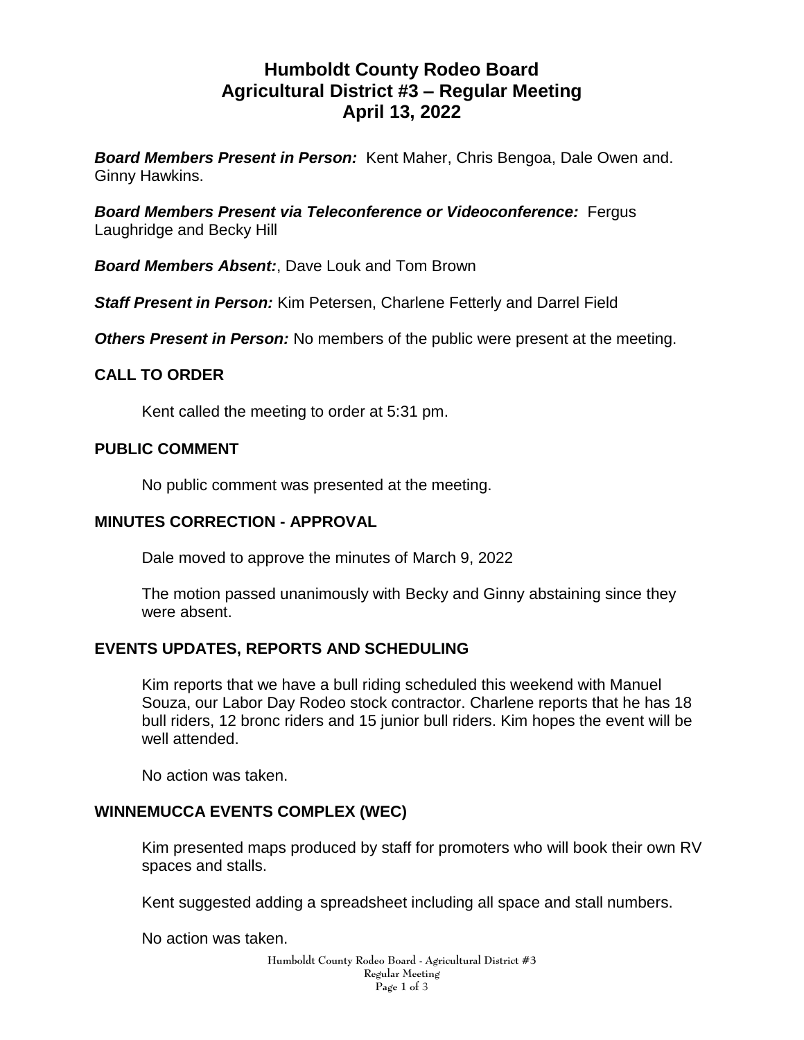# Humboldt County Rodeo Board
# Agricultural District #3 – Regular Meeting
# April 13, 2022

***Board Members Present in Person:*** Kent Maher, Chris Bengoa, Dale Owen and. Ginny Hawkins.

***Board Members Present via Teleconference or Videoconference:*** Fergus Laughridge and Becky Hill

***Board Members Absent:***, Dave Louk and Tom Brown

***Staff Present in Person:*** Kim Petersen, Charlene Fetterly and Darrel Field

***Others Present in Person:*** No members of the public were present at the meeting.

## CALL TO ORDER

Kent called the meeting to order at 5:31 pm.

## PUBLIC COMMENT

No public comment was presented at the meeting.

## MINUTES CORRECTION - APPROVAL

Dale moved to approve the minutes of March 9, 2022

The motion passed unanimously with Becky and Ginny abstaining since they were absent.

## EVENTS UPDATES, REPORTS AND SCHEDULING

Kim reports that we have a bull riding scheduled this weekend with Manuel Souza, our Labor Day Rodeo stock contractor. Charlene reports that he has 18 bull riders, 12 bronc riders and 15 junior bull riders. Kim hopes the event will be well attended.

No action was taken.

## WINNEMUCCA EVENTS COMPLEX (WEC)

Kim presented maps produced by staff for promoters who will book their own RV spaces and stalls.

Kent suggested adding a spreadsheet including all space and stall numbers.

No action was taken.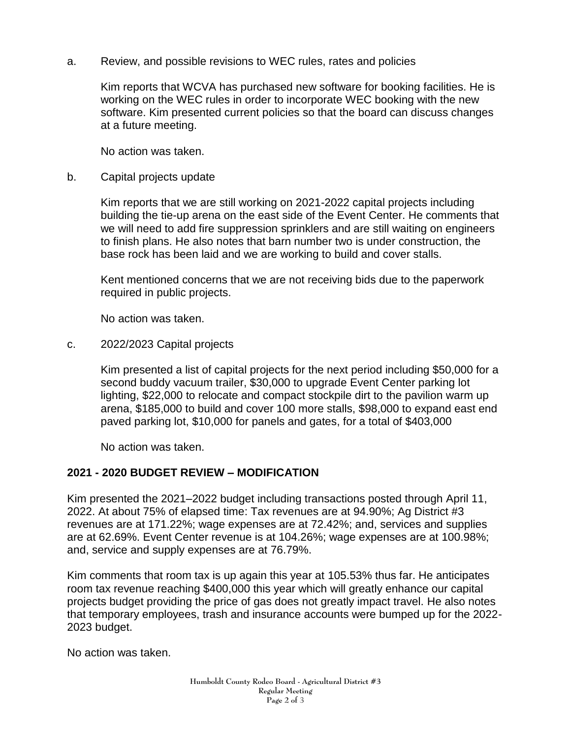a. Review, and possible revisions to WEC rules, rates and policies

Kim reports that WCVA has purchased new software for booking facilities. He is working on the WEC rules in order to incorporate WEC booking with the new software. Kim presented current policies so that the board can discuss changes at a future meeting.

No action was taken.

b. Capital projects update

Kim reports that we are still working on 2021-2022 capital projects including building the tie-up arena on the east side of the Event Center. He comments that we will need to add fire suppression sprinklers and are still waiting on engineers to finish plans. He also notes that barn number two is under construction, the base rock has been laid and we are working to build and cover stalls.

Kent mentioned concerns that we are not receiving bids due to the paperwork required in public projects.

No action was taken.

c. 2022/2023 Capital projects

Kim presented a list of capital projects for the next period including $50,000 for a second buddy vacuum trailer, $30,000 to upgrade Event Center parking lot lighting, $22,000 to relocate and compact stockpile dirt to the pavilion warm up arena, $185,000 to build and cover 100 more stalls, $98,000 to expand east end paved parking lot, $10,000 for panels and gates, for a total of $403,000

No action was taken.

**2021 - 2020 BUDGET REVIEW – MODIFICATION**

Kim presented the 2021–2022 budget including transactions posted through April 11, 2022. At about 75% of elapsed time: Tax revenues are at 94.90%; Ag District #3 revenues are at 171.22%; wage expenses are at 72.42%; and, services and supplies are at 62.69%. Event Center revenue is at 104.26%; wage expenses are at 100.98%; and, service and supply expenses are at 76.79%.

Kim comments that room tax is up again this year at 105.53% thus far. He anticipates room tax revenue reaching $400,000 this year which will greatly enhance our capital projects budget providing the price of gas does not greatly impact travel. He also notes that temporary employees, trash and insurance accounts were bumped up for the 2022-2023 budget.

No action was taken.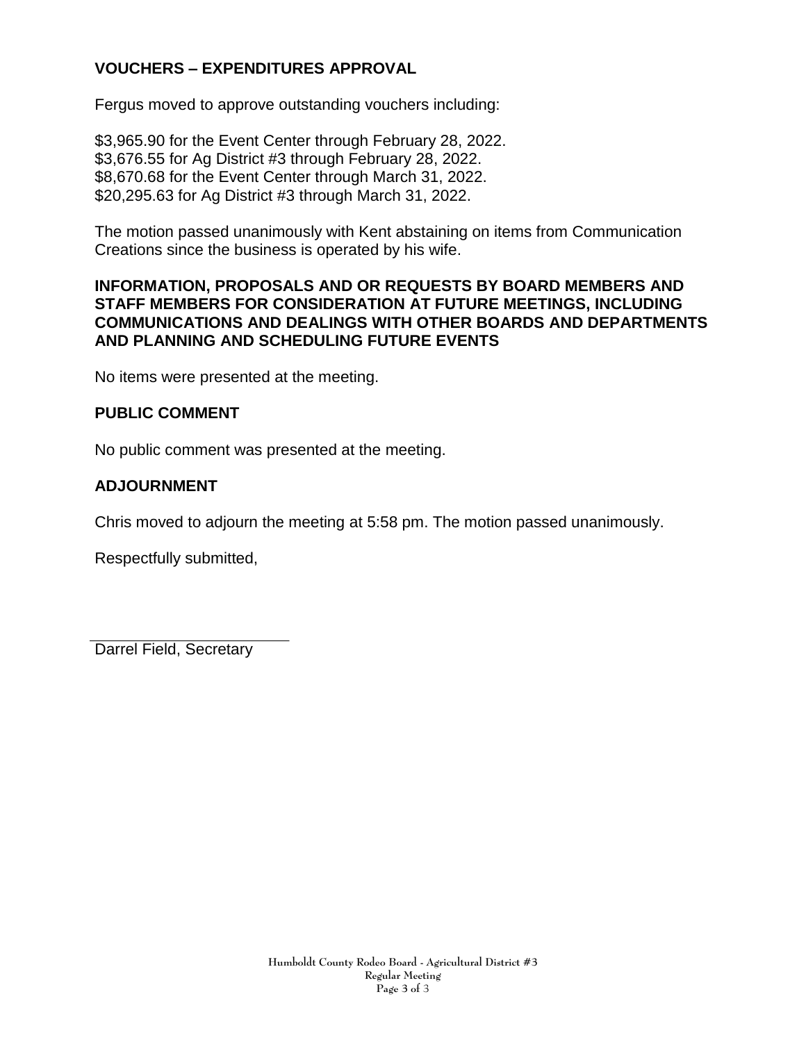## VOUCHERS – EXPENDITURES APPROVAL

Fergus moved to approve outstanding vouchers including:

$3,965.90 for the Event Center through February 28, 2022.
$3,676.55 for Ag District #3 through February 28, 2022.
$8,670.68 for the Event Center through March 31, 2022.
$20,295.63 for Ag District #3 through March 31, 2022.

The motion passed unanimously with Kent abstaining on items from Communication Creations since the business is operated by his wife.

## INFORMATION, PROPOSALS AND OR REQUESTS BY BOARD MEMBERS AND STAFF MEMBERS FOR CONSIDERATION AT FUTURE MEETINGS, INCLUDING COMMUNICATIONS AND DEALINGS WITH OTHER BOARDS AND DEPARTMENTS AND PLANNING AND SCHEDULING FUTURE EVENTS

No items were presented at the meeting.

## PUBLIC COMMENT

No public comment was presented at the meeting.

## ADJOURNMENT

Chris moved to adjourn the meeting at 5:58 pm. The motion passed unanimously.

Respectfully submitted,

Darrel Field, Secretary